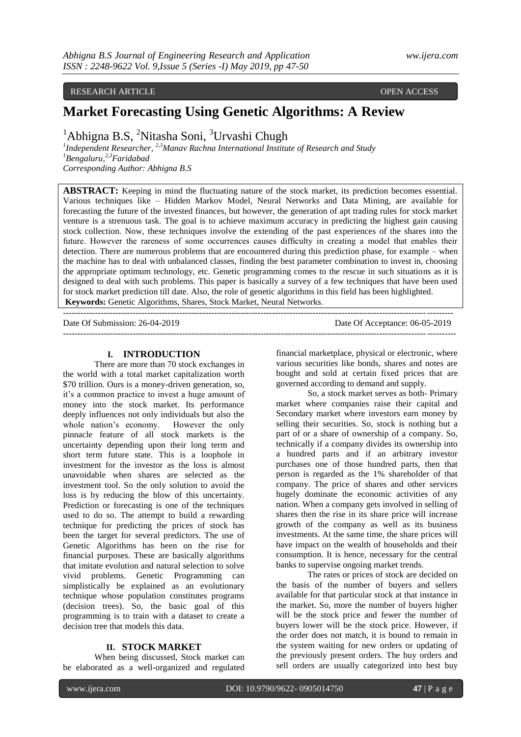RESEARCH ARTICLE OPEN ACCESS

# Market Forecasting Using Genetic Algorithms: A Review

[1]Abhigna B.S, [2]Nitasha Soni, [3]Urvashi Chugh

*[1]Independent Researcher, [2,3]Manav Rachna International Institute of Research and Study*
*[1]Bengaluru,[2,3]Faridabad*
*Corresponding Author: Abhigna B.S*

**ABSTRACT:** Keeping in mind the fluctuating nature of the stock market, its prediction becomes essential. Various techniques like – Hidden Markov Model, Neural Networks and Data Mining, are available for forecasting the future of the invested finances, but however, the generation of apt trading rules for stock market venture is a strenuous task. The goal is to achieve maximum accuracy in predicting the highest gain causing stock collection. Now, these techniques involve the extending of the past experiences of the shares into the future. However the rareness of some occurrences causes difficulty in creating a model that enables their detection. There are numerous problems that are encountered during this prediction phase, for example – when the machine has to deal with unbalanced classes, finding the best parameter combination to invest in, choosing the appropriate optimum technology, etc. Genetic programming comes to the rescue in such situations as it is designed to deal with such problems. This paper is basically a survey of a few techniques that have been used for stock market prediction till date. Also, the role of genetic algorithms in this field has been highlighted.

**Keywords:** Genetic Algorithms, Shares, Stock Market, Neural Networks.

---

Date Of Submission: 26-04-2019 Date Of Acceptance: 06-05-2019

---

## I. INTRODUCTION

There are more than 70 stock exchanges in the world with a total market capitalization worth \$70 trillion. Ours is a money-driven generation, so, it's a common practice to invest a huge amount of money into the stock market. Its performance deeply influences not only individuals but also the whole nation's economy. However the only pinnacle feature of all stock markets is the uncertainty depending upon their long term and short term future state. This is a loophole in investment for the investor as the loss is almost unavoidable when shares are selected as the investment tool. So the only solution to avoid the loss is by reducing the blow of this uncertainty. Prediction or forecasting is one of the techniques used to do so. The attempt to build a rewarding technique for predicting the prices of stock has been the target for several predictors. The use of Genetic Algorithms has been on the rise for financial purposes. These are basically algorithms that imitate evolution and natural selection to solve vivid problems. Genetic Programming can simplistically be explained as an evolutionary technique whose population constitutes programs (decision trees). So, the basic goal of this programming is to train with a dataset to create a decision tree that models this data.

## II. STOCK MARKET

When being discussed, Stock market can be elaborated as a well-organized and regulated financial marketplace, physical or electronic, where various securities like bonds, shares and notes are bought and sold at certain fixed prices that are governed according to demand and supply.

So, a stock market serves as both- Primary market where companies raise their capital and Secondary market where investors earn money by selling their securities. So, stock is nothing but a part of or a share of ownership of a company. So, technically if a company divides its ownership into a hundred parts and if an arbitrary investor purchases one of those hundred parts, then that person is regarded as the 1% shareholder of that company. The price of shares and other services hugely dominate the economic activities of any nation. When a company gets involved in selling of shares then the rise in its share price will increase growth of the company as well as its business investments. At the same time, the share prices will have impact on the wealth of households and their consumption. It is hence, necessary for the central banks to supervise ongoing market trends.

The rates or prices of stock are decided on the basis of the number of buyers and sellers available for that particular stock at that instance in the market. So, more the number of buyers higher will be the stock price and fewer the number of buyers lower will be the stock price. However, if the order does not match, it is bound to remain in the system waiting for new orders or updating of the previously present orders. The buy orders and sell orders are usually categorized into best buy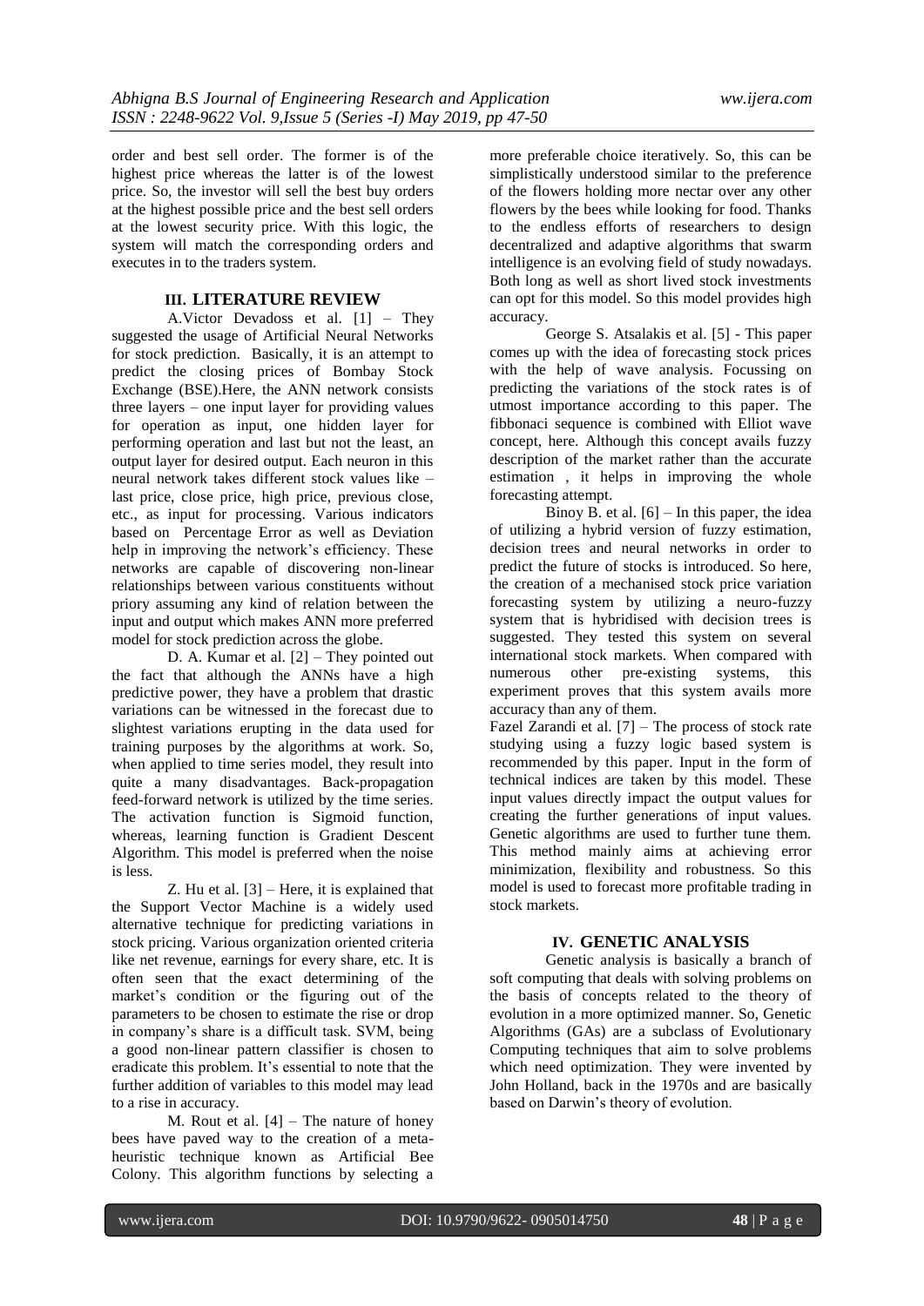order and best sell order. The former is of the highest price whereas the latter is of the lowest price. So, the investor will sell the best buy orders at the highest possible price and the best sell orders at the lowest security price. With this logic, the system will match the corresponding orders and executes in to the traders system.

## III. LITERATURE REVIEW

A.Victor Devadoss et al. [1] – They suggested the usage of Artificial Neural Networks for stock prediction. Basically, it is an attempt to predict the closing prices of Bombay Stock Exchange (BSE).Here, the ANN network consists three layers – one input layer for providing values for operation as input, one hidden layer for performing operation and last but not the least, an output layer for desired output. Each neuron in this neural network takes different stock values like – last price, close price, high price, previous close, etc., as input for processing. Various indicators based on Percentage Error as well as Deviation help in improving the network's efficiency. These networks are capable of discovering non-linear relationships between various constituents without priory assuming any kind of relation between the input and output which makes ANN more preferred model for stock prediction across the globe.

D. A. Kumar et al. [2] – They pointed out the fact that although the ANNs have a high predictive power, they have a problem that drastic variations can be witnessed in the forecast due to slightest variations erupting in the data used for training purposes by the algorithms at work. So, when applied to time series model, they result into quite a many disadvantages. Back-propagation feed-forward network is utilized by the time series. The activation function is Sigmoid function, whereas, learning function is Gradient Descent Algorithm. This model is preferred when the noise is less.

Z. Hu et al. [3] – Here, it is explained that the Support Vector Machine is a widely used alternative technique for predicting variations in stock pricing. Various organization oriented criteria like net revenue, earnings for every share, etc. It is often seen that the exact determining of the market's condition or the figuring out of the parameters to be chosen to estimate the rise or drop in company's share is a difficult task. SVM, being a good non-linear pattern classifier is chosen to eradicate this problem. It's essential to note that the further addition of variables to this model may lead to a rise in accuracy.

M. Rout et al. [4] – The nature of honey bees have paved way to the creation of a meta-heuristic technique known as Artificial Bee Colony. This algorithm functions by selecting a more preferable choice iteratively. So, this can be simplistically understood similar to the preference of the flowers holding more nectar over any other flowers by the bees while looking for food. Thanks to the endless efforts of researchers to design decentralized and adaptive algorithms that swarm intelligence is an evolving field of study nowadays. Both long as well as short lived stock investments can opt for this model. So this model provides high accuracy.

George S. Atsalakis et al. [5] - This paper comes up with the idea of forecasting stock prices with the help of wave analysis. Focussing on predicting the variations of the stock rates is of utmost importance according to this paper. The fibbonaci sequence is combined with Elliot wave concept, here. Although this concept avails fuzzy description of the market rather than the accurate estimation , it helps in improving the whole forecasting attempt.

Binoy B. et al. [6] – In this paper, the idea of utilizing a hybrid version of fuzzy estimation, decision trees and neural networks in order to predict the future of stocks is introduced. So here, the creation of a mechanised stock price variation forecasting system by utilizing a neuro-fuzzy system that is hybridised with decision trees is suggested. They tested this system on several international stock markets. When compared with numerous other pre-existing systems, this experiment proves that this system avails more accuracy than any of them.

Fazel Zarandi et al. [7] – The process of stock rate studying using a fuzzy logic based system is recommended by this paper. Input in the form of technical indices are taken by this model. These input values directly impact the output values for creating the further generations of input values. Genetic algorithms are used to further tune them. This method mainly aims at achieving error minimization, flexibility and robustness. So this model is used to forecast more profitable trading in stock markets.

## IV. GENETIC ANALYSIS

Genetic analysis is basically a branch of soft computing that deals with solving problems on the basis of concepts related to the theory of evolution in a more optimized manner. So, Genetic Algorithms (GAs) are a subclass of Evolutionary Computing techniques that aim to solve problems which need optimization. They were invented by John Holland, back in the 1970s and are basically based on Darwin's theory of evolution.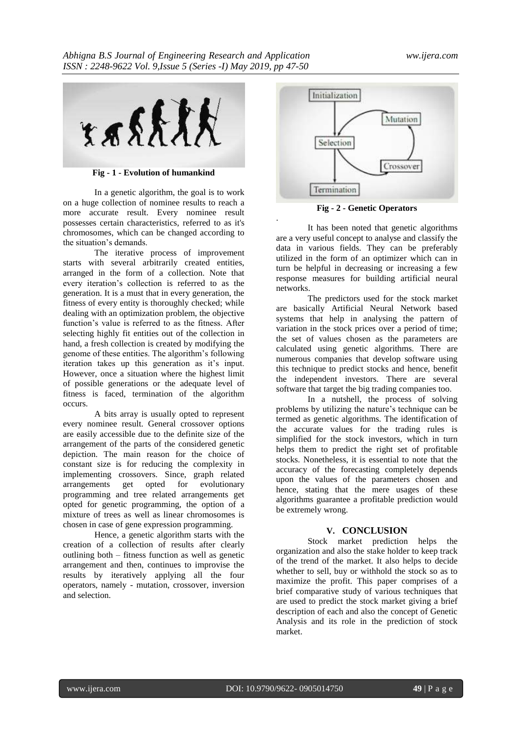Fig - 1 - Evolution of humankind

In a genetic algorithm, the goal is to work on a huge collection of nominee results to reach a more accurate result. Every nominee result possesses certain characteristics, referred to as it's chromosomes, which can be changed according to the situation's demands.

The iterative process of improvement starts with several arbitrarily created entities, arranged in the form of a collection. Note that every iteration's collection is referred to as the generation. It is a must that in every generation, the fitness of every entity is thoroughly checked; while dealing with an optimization problem, the objective function's value is referred to as the fitness. After selecting highly fit entities out of the collection in hand, a fresh collection is created by modifying the genome of these entities. The algorithm's following iteration takes up this generation as it's input. However, once a situation where the highest limit of possible generations or the adequate level of fitness is faced, termination of the algorithm occurs.

A bits array is usually opted to represent every nominee result. General crossover options are easily accessible due to the definite size of the arrangement of the parts of the considered genetic depiction. The main reason for the choice of constant size is for reducing the complexity in implementing crossovers. Since, graph related arrangements get opted for evolutionary programming and tree related arrangements get opted for genetic programming, the option of a mixture of trees as well as linear chromosomes is chosen in case of gene expression programming.

Hence, a genetic algorithm starts with the creation of a collection of results after clearly outlining both – fitness function as well as genetic arrangement and then, continues to improvise the results by iteratively applying all the four operators, namely - mutation, crossover, inversion and selection.

Initialization

Mutation

Selection

Crossover

Termination

Fig - 2 - Genetic Operators

It has been noted that genetic algorithms are a very useful concept to analyse and classify the data in various fields. They can be preferably utilized in the form of an optimizer which can in turn be helpful in decreasing or increasing a few response measures for building artificial neural networks.

The predictors used for the stock market are basically Artificial Neural Network based systems that help in analysing the pattern of variation in the stock prices over a period of time; the set of values chosen as the parameters are calculated using genetic algorithms. There are numerous companies that develop software using this technique to predict stocks and hence, benefit the independent investors. There are several software that target the big trading companies too.

In a nutshell, the process of solving problems by utilizing the nature's technique can be termed as genetic algorithms. The identification of the accurate values for the trading rules is simplified for the stock investors, which in turn helps them to predict the right set of profitable stocks. Nonetheless, it is essential to note that the accuracy of the forecasting completely depends upon the values of the parameters chosen and hence, stating that the mere usages of these algorithms guarantee a profitable prediction would be extremely wrong.

## V. CONCLUSION

Stock market prediction helps the organization and also the stake holder to keep track of the trend of the market. It also helps to decide whether to sell, buy or withhold the stock so as to maximize the profit. This paper comprises of a brief comparative study of various techniques that are used to predict the stock market giving a brief description of each and also the concept of Genetic Analysis and its role in the prediction of stock market.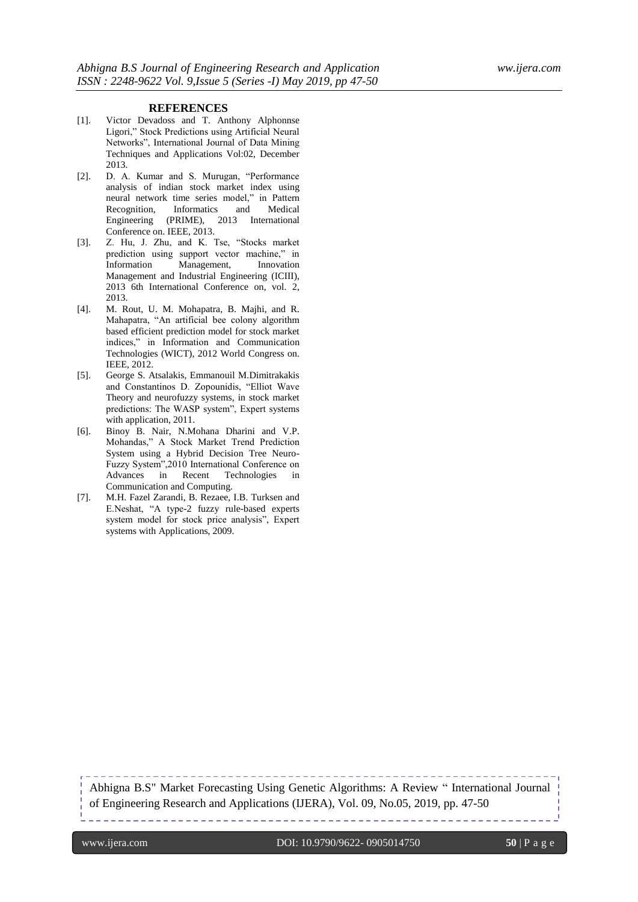## REFERENCES

[1]. Victor Devadoss and T. Anthony Alphonnse Ligori," Stock Predictions using Artificial Neural Networks", International Journal of Data Mining Techniques and Applications Vol:02, December 2013.

[2]. D. A. Kumar and S. Murugan, "Performance analysis of indian stock market index using neural network time series model," in Pattern Recognition, Informatics and Medical Engineering (PRIME), 2013 International Conference on. IEEE, 2013.

[3]. Z. Hu, J. Zhu, and K. Tse, "Stocks market prediction using support vector machine," in Information Management, Innovation Management and Industrial Engineering (ICIII), 2013 6th International Conference on, vol. 2, 2013.

[4]. M. Rout, U. M. Mohapatra, B. Majhi, and R. Mahapatra, "An artificial bee colony algorithm based efficient prediction model for stock market indices," in Information and Communication Technologies (WICT), 2012 World Congress on. IEEE, 2012.

[5]. George S. Atsalakis, Emmanouil M.Dimitrakakis and Constantinos D. Zopounidis, "Elliot Wave Theory and neurofuzzy systems, in stock market predictions: The WASP system", Expert systems with application, 2011.

[6]. Binoy B. Nair, N.Mohana Dharini and V.P. Mohandas," A Stock Market Trend Prediction System using a Hybrid Decision Tree Neuro-Fuzzy System",2010 International Conference on Advances in Recent Technologies in Communication and Computing.

[7]. M.H. Fazel Zarandi, B. Rezaee, I.B. Turksen and E.Neshat, "A type-2 fuzzy rule-based experts system model for stock price analysis", Expert systems with Applications, 2009.

Abhigna B.S" Market Forecasting Using Genetic Algorithms: A Review " International Journal of Engineering Research and Applications (IJERA), Vol. 09, No.05, 2019, pp. 47-50